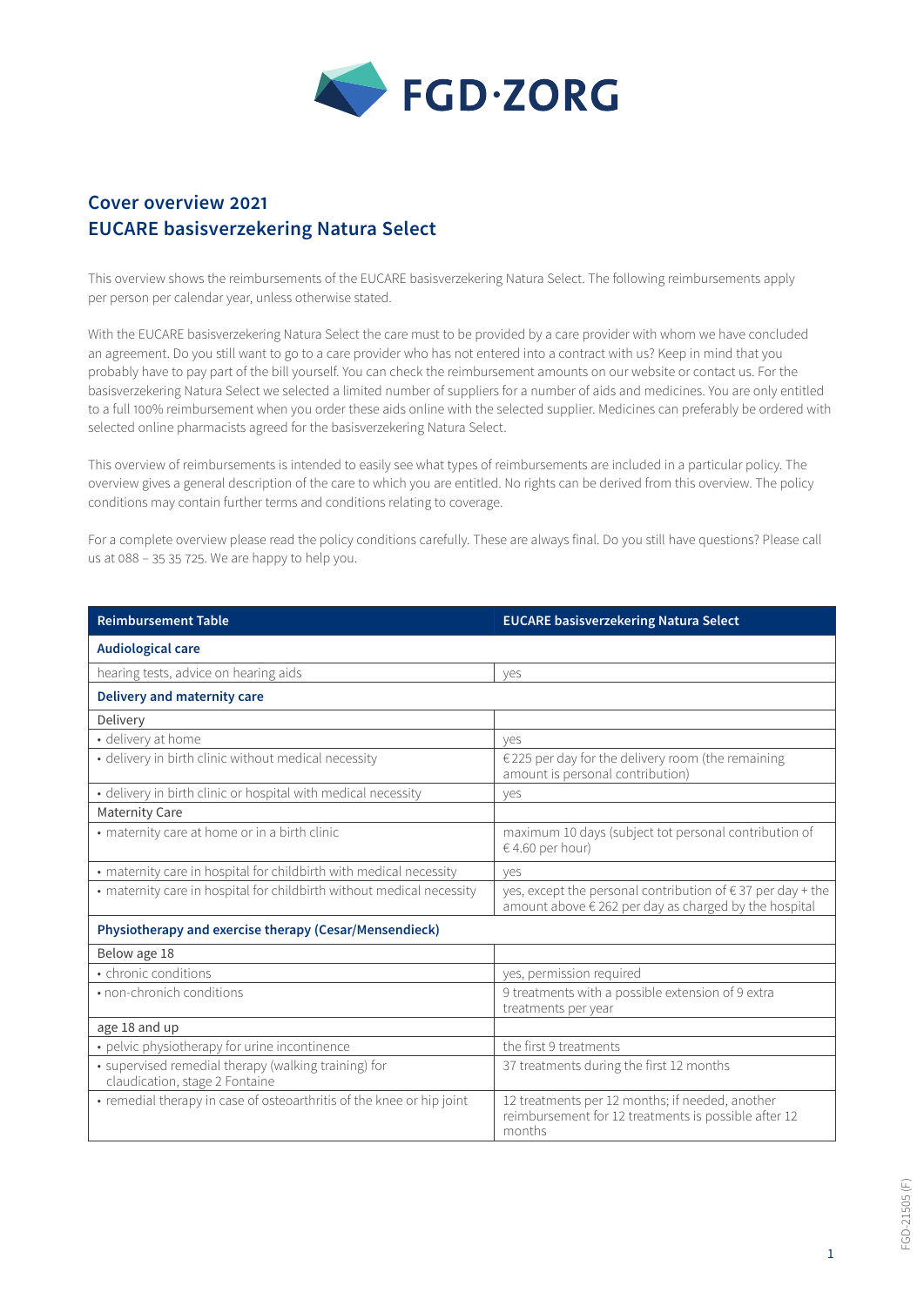FGD·ZORG

# Cover overview 2021
# EUCARE basisverzekering Natura Select

This overview shows the reimbursements of the EUCARE basisverzekering Natura Select. The following reimbursements apply per person per calendar year, unless otherwise stated.

With the EUCARE basisverzekering Natura Select the care must to be provided by a care provider with whom we have concluded an agreement. Do you still want to go to a care provider who has not entered into a contract with us? Keep in mind that you probably have to pay part of the bill yourself. You can check the reimbursement amounts on our website or contact us. For the basisverzekering Natura Select we selected a limited number of suppliers for a number of aids and medicines. You are only entitled to a full 100% reimbursement when you order these aids online with the selected supplier. Medicines can preferably be ordered with selected online pharmacists agreed for the basisverzekering Natura Select.

This overview of reimbursements is intended to easily see what types of reimbursements are included in a particular policy. The overview gives a general description of the care to which you are entitled. No rights can be derived from this overview. The policy conditions may contain further terms and conditions relating to coverage.

For a complete overview please read the policy conditions carefully. These are always final. Do you still have questions? Please call us at 088 – 35 35 725. We are happy to help you.

| Reimbursement Table | EUCARE basisverzekering Natura Select |
|---|---|
| **Audiological care** | |
| hearing tests, advice on hearing aids | yes |
| **Delivery and maternity care** | |
| Delivery | |
| • delivery at home | yes |
| • delivery in birth clinic without medical necessity | € 225 per day for the delivery room (the remaining amount is personal contribution) |
| • delivery in birth clinic or hospital with medical necessity | yes |
| Maternity Care | |
| • maternity care at home or in a birth clinic | maximum 10 days (subject tot personal contribution of € 4.60 per hour) |
| • maternity care in hospital for childbirth with medical necessity | yes |
| • maternity care in hospital for childbirth without medical necessity | yes, except the personal contribution of € 37 per day + the amount above € 262 per day as charged by the hospital |
| **Physiotherapy and exercise therapy (Cesar/Mensendieck)** | |
| Below age 18 | |
| • chronic conditions | yes, permission required |
| • non-chronich conditions | 9 treatments with a possible extension of 9 extra treatments per year |
| age 18 and up | |
| • pelvic physiotherapy for urine incontinence | the first 9 treatments |
| • supervised remedial therapy (walking training) for claudication, stage 2 Fontaine | 37 treatments during the first 12 months |
| • remedial therapy in case of osteoarthritis of the knee or hip joint | 12 treatments per 12 months; if needed, another reimbursement for 12 treatments is possible after 12 months |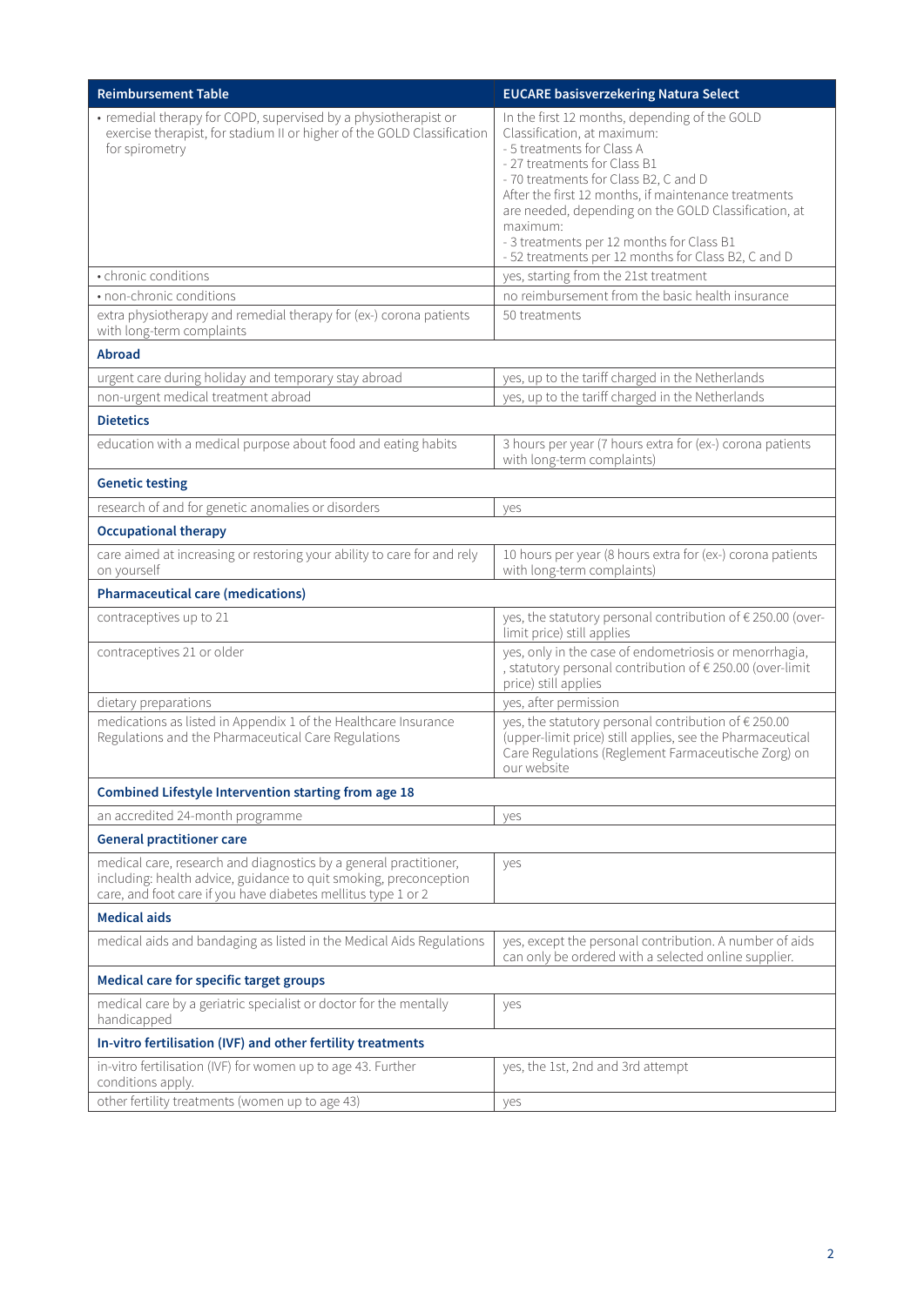| Reimbursement Table | EUCARE basisverzekering Natura Select |
|---|---|
| • remedial therapy for COPD, supervised by a physiotherapist or exercise therapist, for stadium II or higher of the GOLD Classification for spirometry | In the first 12 months, depending of the GOLD Classification, at maximum:<br>- 5 treatments for Class A<br>- 27 treatments for Class B1<br>- 70 treatments for Class B2, C and D<br>After the first 12 months, if maintenance treatments are needed, depending on the GOLD Classification, at maximum:<br>- 3 treatments per 12 months for Class B1<br>- 52 treatments per 12 months for Class B2, C and D |
| • chronic conditions | yes, starting from the 21st treatment |
| • non-chronic conditions | no reimbursement from the basic health insurance |
| extra physiotherapy and remedial therapy for (ex-) corona patients with long-term complaints | 50 treatments |
| **Abroad** | |
| urgent care during holiday and temporary stay abroad | yes, up to the tariff charged in the Netherlands |
| non-urgent medical treatment abroad | yes, up to the tariff charged in the Netherlands |
| **Dietetics** | |
| education with a medical purpose about food and eating habits | 3 hours per year (7 hours extra for (ex-) corona patients with long-term complaints) |
| **Genetic testing** | |
| research of and for genetic anomalies or disorders | yes |
| **Occupational therapy** | |
| care aimed at increasing or restoring your ability to care for and rely on yourself | 10 hours per year (8 hours extra for (ex-) corona patients with long-term complaints) |
| **Pharmaceutical care (medications)** | |
| contraceptives up to 21 | yes, the statutory personal contribution of € 250.00 (over-limit price) still applies |
| contraceptives 21 or older | yes, only in the case of endometriosis or menorrhagia, , statutory personal contribution of € 250.00 (over-limit price) still applies |
| dietary preparations | yes, after permission |
| medications as listed in Appendix 1 of the Healthcare Insurance Regulations and the Pharmaceutical Care Regulations | yes, the statutory personal contribution of € 250.00 (upper-limit price) still applies, see the Pharmaceutical Care Regulations (Reglement Farmaceutische Zorg) on our website |
| **Combined Lifestyle Intervention starting from age 18** | |
| an accredited 24-month programme | yes |
| **General practitioner care** | |
| medical care, research and diagnostics by a general practitioner, including: health advice, guidance to quit smoking, preconception care, and foot care if you have diabetes mellitus type 1 or 2 | yes |
| **Medical aids** | |
| medical aids and bandaging as listed in the Medical Aids Regulations | yes, except the personal contribution. A number of aids can only be ordered with a selected online supplier. |
| **Medical care for specific target groups** | |
| medical care by a geriatric specialist or doctor for the mentally handicapped | yes |
| **In-vitro fertilisation (IVF) and other fertility treatments** | |
| in-vitro fertilisation (IVF) for women up to age 43. Further conditions apply. | yes, the 1st, 2nd and 3rd attempt |
| other fertility treatments (women up to age 43) | yes |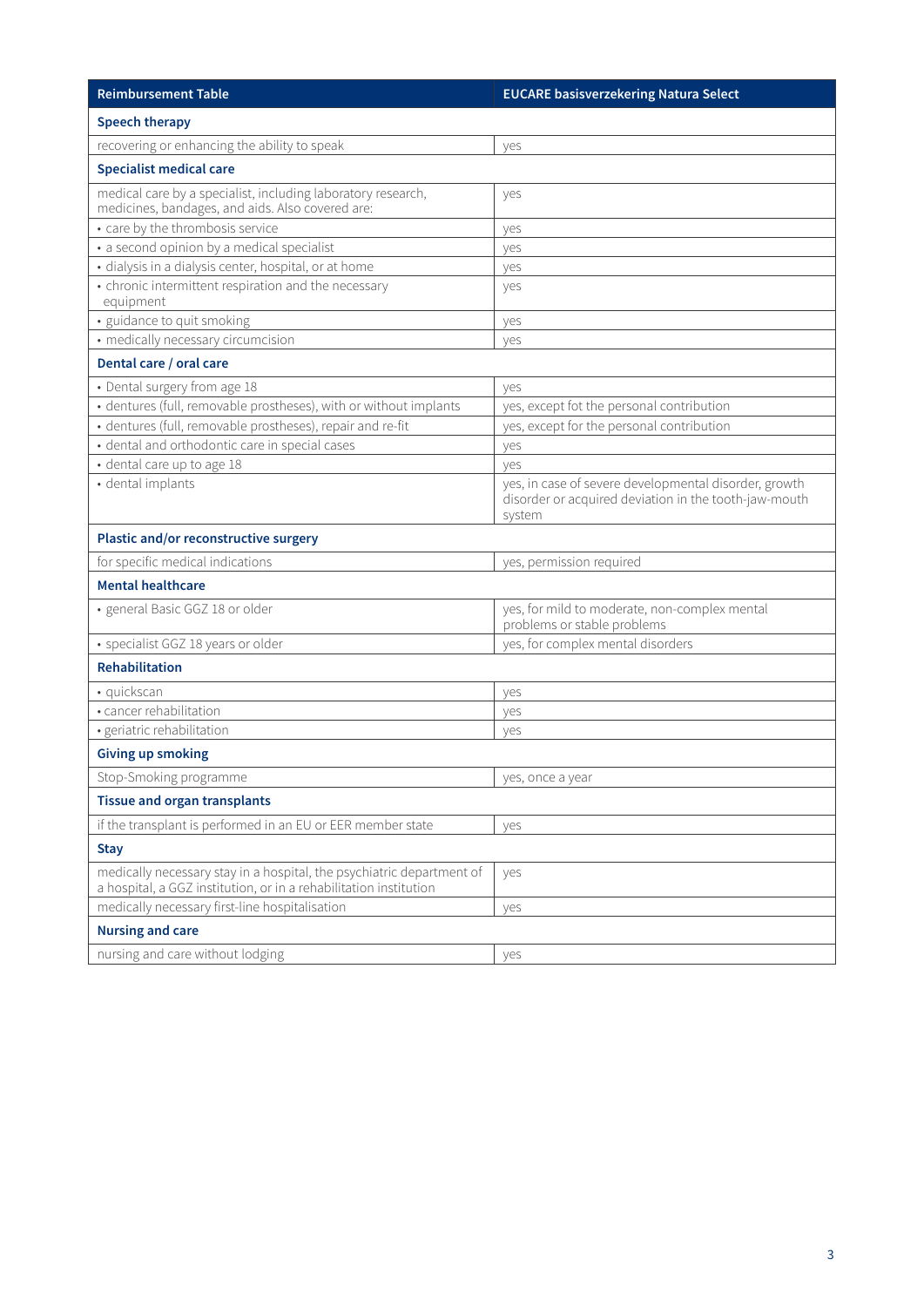| Reimbursement Table | EUCARE basisverzekering Natura Select |
| --- | --- |
| **Speech therapy** | |
| recovering or enhancing the ability to speak | yes |
| **Specialist medical care** | |
| medical care by a specialist, including laboratory research, medicines, bandages, and aids. Also covered are: | yes |
| • care by the thrombosis service | yes |
| • a second opinion by a medical specialist | yes |
| • dialysis in a dialysis center, hospital, or at home | yes |
| • chronic intermittent respiration and the necessary equipment | yes |
| • guidance to quit smoking | yes |
| • medically necessary circumcision | yes |
| **Dental care / oral care** | |
| • Dental surgery from age 18 | yes |
| • dentures (full, removable prostheses), with or without implants | yes, except fot the personal contribution |
| • dentures (full, removable prostheses), repair and re-fit | yes, except for the personal contribution |
| • dental and orthodontic care in special cases | yes |
| • dental care up to age 18 | yes |
| • dental implants | yes, in case of severe developmental disorder, growth disorder or acquired deviation in the tooth-jaw-mouth system |
| **Plastic and/or reconstructive surgery** | |
| for specific medical indications | yes, permission required |
| **Mental healthcare** | |
| • general Basic GGZ 18 or older | yes, for mild to moderate, non-complex mental problems or stable problems |
| • specialist GGZ 18 years or older | yes, for complex mental disorders |
| **Rehabilitation** | |
| • quickscan | yes |
| • cancer rehabilitation | yes |
| • geriatric rehabilitation | yes |
| **Giving up smoking** | |
| Stop-Smoking programme | yes, once a year |
| **Tissue and organ transplants** | |
| if the transplant is performed in an EU or EER member state | yes |
| **Stay** | |
| medically necessary stay in a hospital, the psychiatric department of a hospital, a GGZ institution, or in a rehabilitation institution | yes |
| medically necessary first-line hospitalisation | yes |
| **Nursing and care** | |
| nursing and care without lodging | yes |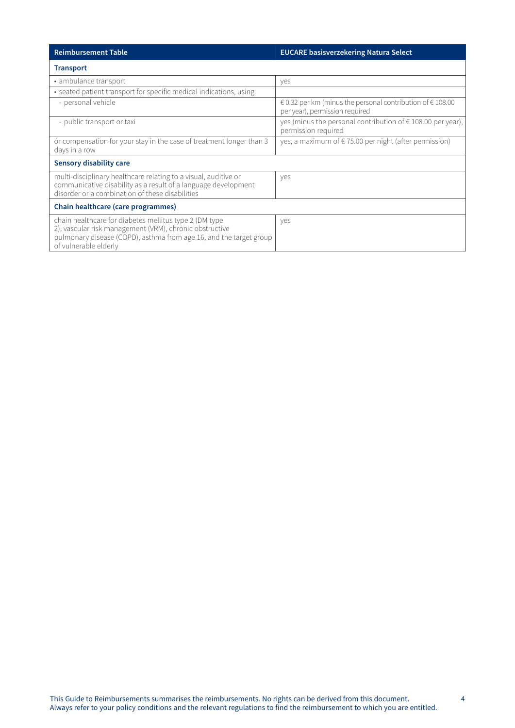| Reimbursement Table | EUCARE basisverzekering Natura Select |
|---|---|
| **Transport** | |
| • ambulance transport | yes |
| • seated patient transport for specific medical indications, using: | |
| - personal vehicle | € 0.32 per km (minus the personal contribution of € 108.00 per year), permission required |
| - public transport or taxi | yes (minus the personal contribution of € 108.00 per year), permission required |
| ór compensation for your stay in the case of treatment longer than 3 days in a row | yes, a maximum of € 75.00 per night (after permission) |
| **Sensory disability care** | |
| multi-disciplinary healthcare relating to a visual, auditive or communicative disability as a result of a language development disorder or a combination of these disabilities | yes |
| **Chain healthcare (care programmes)** | |
| chain healthcare for diabetes mellitus type 2 (DM type 2), vascular risk management (VRM), chronic obstructive pulmonary disease (COPD), asthma from age 16, and the target group of vulnerable elderly | yes |

This Guide to Reimbursements summarises the reimbursements. No rights can be derived from this document. Always refer to your policy conditions and the relevant regulations to find the reimbursement to which you are entitled.